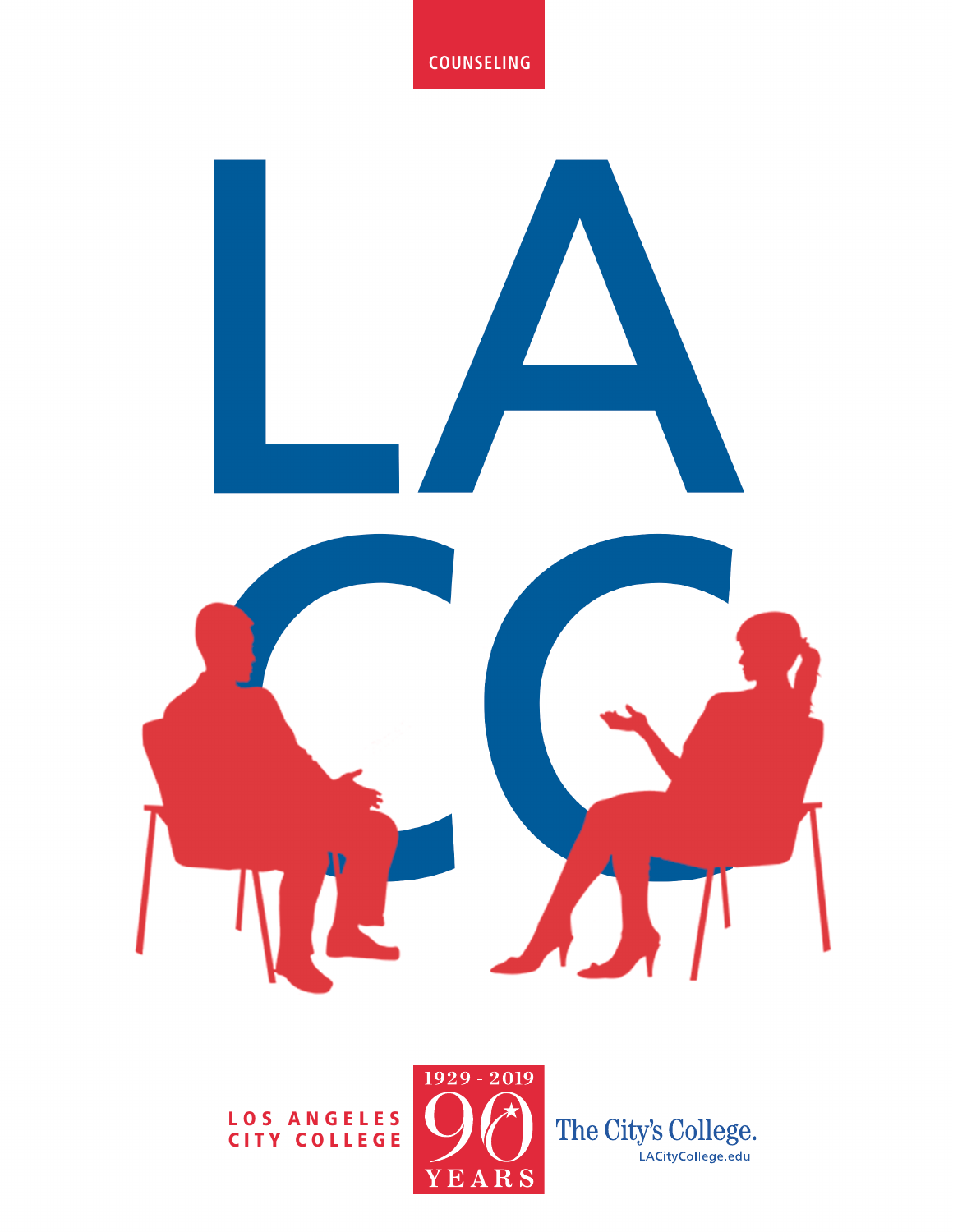COUNSELING

# LACC

LOS ANGELES CITY COLLEGE

1929 - 2019

90 YEARS

The City's College.

LACityCollege.edu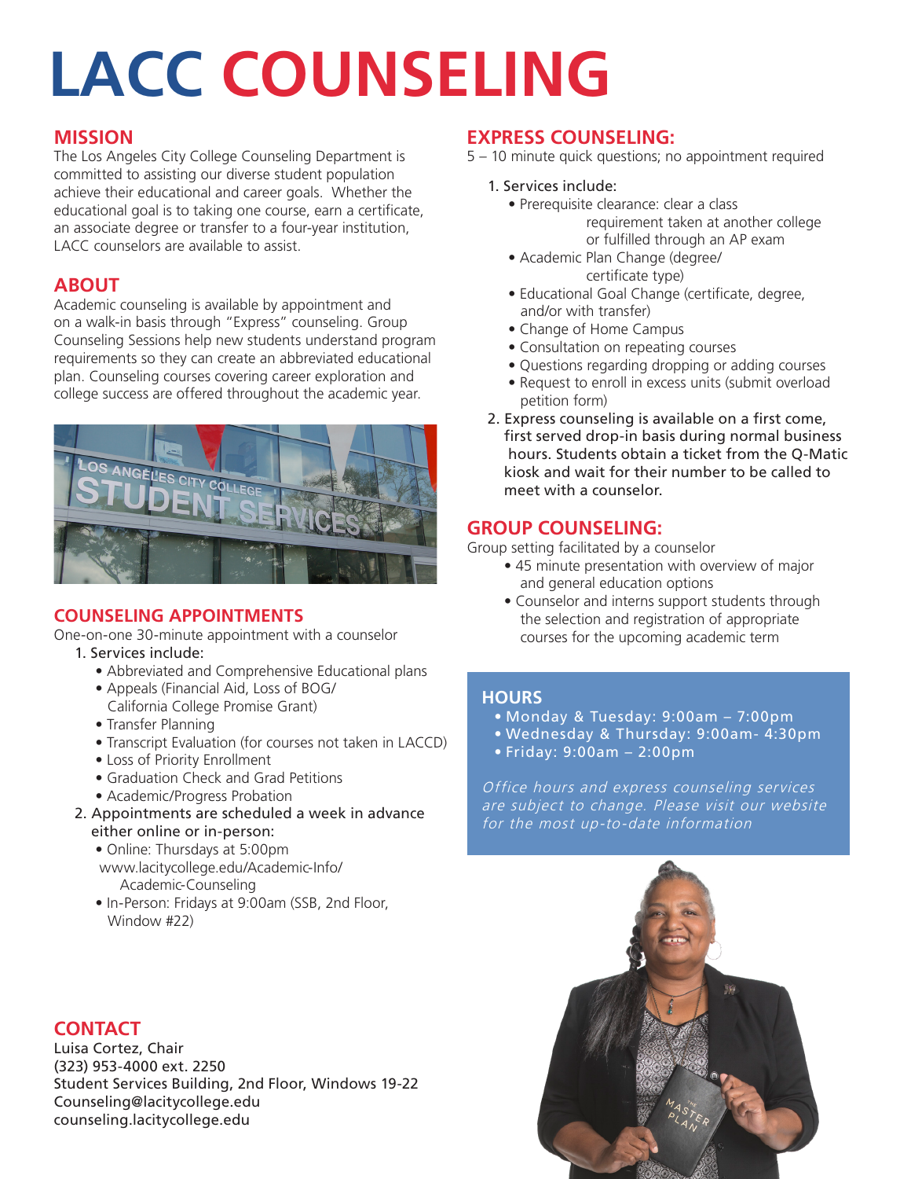# LACC COUNSELING

## MISSION

The Los Angeles City College Counseling Department is committed to assisting our diverse student population achieve their educational and career goals. Whether the educational goal is to taking one course, earn a certificate, an associate degree or transfer to a four-year institution, LACC counselors are available to assist.

## ABOUT

Academic counseling is available by appointment and on a walk-in basis through "Express" counseling. Group Counseling Sessions help new students understand program requirements so they can create an abbreviated educational plan. Counseling courses covering career exploration and college success are offered throughout the academic year.

## COUNSELING APPOINTMENTS

One-on-one 30-minute appointment with a counselor

1. Services include:
   - Abbreviated and Comprehensive Educational plans
   - Appeals (Financial Aid, Loss of BOG/ California College Promise Grant)
   - Transfer Planning
   - Transcript Evaluation (for courses not taken in LACCD)
   - Loss of Priority Enrollment
   - Graduation Check and Grad Petitions
   - Academic/Progress Probation
2. Appointments are scheduled a week in advance either online or in-person:
   - Online: Thursdays at 5:00pm www.lacitycollege.edu/Academic-Info/ Academic-Counseling
   - In-Person: Fridays at 9:00am (SSB, 2nd Floor, Window #22)

## CONTACT

Luisa Cortez, Chair
(323) 953-4000 ext. 2250
Student Services Building, 2nd Floor, Windows 19-22
Counseling@lacitycollege.edu
counseling.lacitycollege.edu

## EXPRESS COUNSELING:

5 – 10 minute quick questions; no appointment required

1. Services include:
   - Prerequisite clearance: clear a class requirement taken at another college or fulfilled through an AP exam
   - Academic Plan Change (degree/ certificate type)
   - Educational Goal Change (certificate, degree, and/or with transfer)
   - Change of Home Campus
   - Consultation on repeating courses
   - Questions regarding dropping or adding courses
   - Request to enroll in excess units (submit overload petition form)
2. Express counseling is available on a first come, first served drop-in basis during normal business hours. Students obtain a ticket from the Q-Matic kiosk and wait for their number to be called to meet with a counselor.

## GROUP COUNSELING:

Group setting facilitated by a counselor

- 45 minute presentation with overview of major and general education options
- Counselor and interns support students through the selection and registration of appropriate courses for the upcoming academic term

## HOURS

- Monday & Tuesday: 9:00am – 7:00pm
- Wednesday & Thursday: 9:00am- 4:30pm
- Friday: 9:00am – 2:00pm

*Office hours and express counseling services are subject to change. Please visit our website for the most up-to-date information*